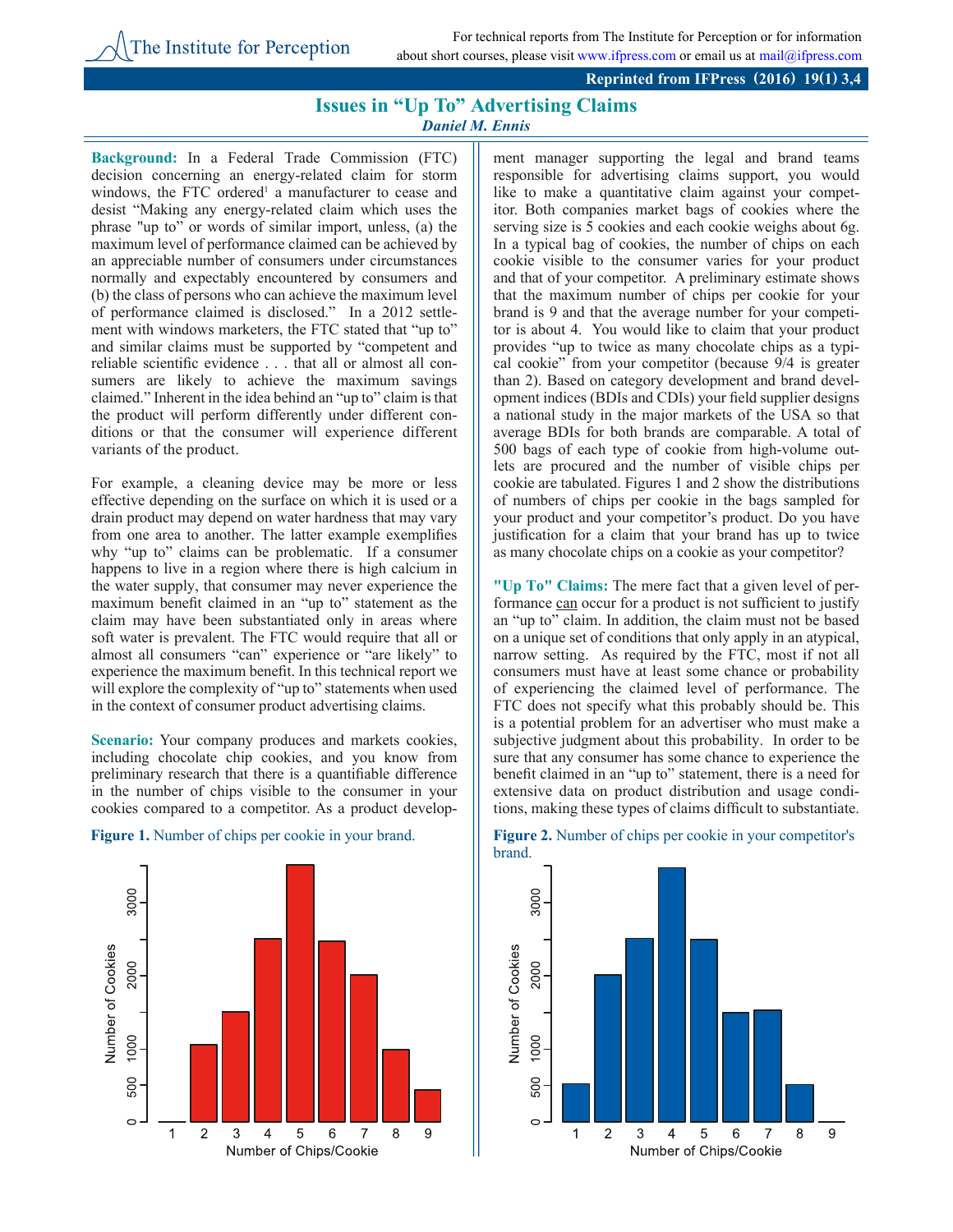The Institute for Perception

For technical reports from The Institute for Perception or for information about short courses, please visit www.ifpress.com or email us at mail@ifpress.com

**Reprinted from IFPress (2016) 19(1) 3,4**

# Issues in "Up To" Advertising Claims

***Daniel M. Ennis***

**Background:** In a Federal Trade Commission (FTC) decision concerning an energy-related claim for storm windows, the FTC ordered[1] a manufacturer to cease and desist "Making any energy-related claim which uses the phrase "up to" or words of similar import, unless, (a) the maximum level of performance claimed can be achieved by an appreciable number of consumers under circumstances normally and expectably encountered by consumers and (b) the class of persons who can achieve the maximum level of performance claimed is disclosed." In a 2012 settlement with windows marketers, the FTC stated that "up to" and similar claims must be supported by "competent and reliable scientific evidence . . . that all or almost all consumers are likely to achieve the maximum savings claimed." Inherent in the idea behind an "up to" claim is that the product will perform differently under different conditions or that the consumer will experience different variants of the product.

For example, a cleaning device may be more or less effective depending on the surface on which it is used or a drain product may depend on water hardness that may vary from one area to another. The latter example exemplifies why "up to" claims can be problematic. If a consumer happens to live in a region where there is high calcium in the water supply, that consumer may never experience the maximum benefit claimed in an "up to" statement as the claim may have been substantiated only in areas where soft water is prevalent. The FTC would require that all or almost all consumers "can" experience or "are likely" to experience the maximum benefit. In this technical report we will explore the complexity of "up to" statements when used in the context of consumer product advertising claims.

**Scenario:** Your company produces and markets cookies, including chocolate chip cookies, and you know from preliminary research that there is a quantifiable difference in the number of chips visible to the consumer in your cookies compared to a competitor. As a product development manager supporting the legal and brand teams responsible for advertising claims support, you would like to make a quantitative claim against your competitor. Both companies market bags of cookies where the serving size is 5 cookies and each cookie weighs about 6g. In a typical bag of cookies, the number of chips on each cookie visible to the consumer varies for your product and that of your competitor. A preliminary estimate shows that the maximum number of chips per cookie for your brand is 9 and that the average number for your competitor is about 4. You would like to claim that your product provides "up to twice as many chocolate chips as a typical cookie" from your competitor (because 9/4 is greater than 2). Based on category development and brand development indices (BDIs and CDIs) your field supplier designs a national study in the major markets of the USA so that average BDIs for both brands are comparable. A total of 500 bags of each type of cookie from high-volume outlets are procured and the number of visible chips per cookie are tabulated. Figures 1 and 2 show the distributions of numbers of chips per cookie in the bags sampled for your product and your competitor's product. Do you have justification for a claim that your brand has up to twice as many chocolate chips on a cookie as your competitor?

**"Up To" Claims:** The mere fact that a given level of performance can occur for a product is not sufficient to justify an "up to" claim. In addition, the claim must not be based on a unique set of conditions that only apply in an atypical, narrow setting. As required by the FTC, most if not all consumers must have at least some chance or probability of experiencing the claimed level of performance. The FTC does not specify what this probably should be. This is a potential problem for an advertiser who must make a subjective judgment about this probability. In order to be sure that any consumer has some chance to experience the benefit claimed in an "up to" statement, there is a need for extensive data on product distribution and usage conditions, making these types of claims difficult to substantiate.

**Figure 1.** Number of chips per cookie in your brand.

**Figure 2.** Number of chips per cookie in your competitor's brand.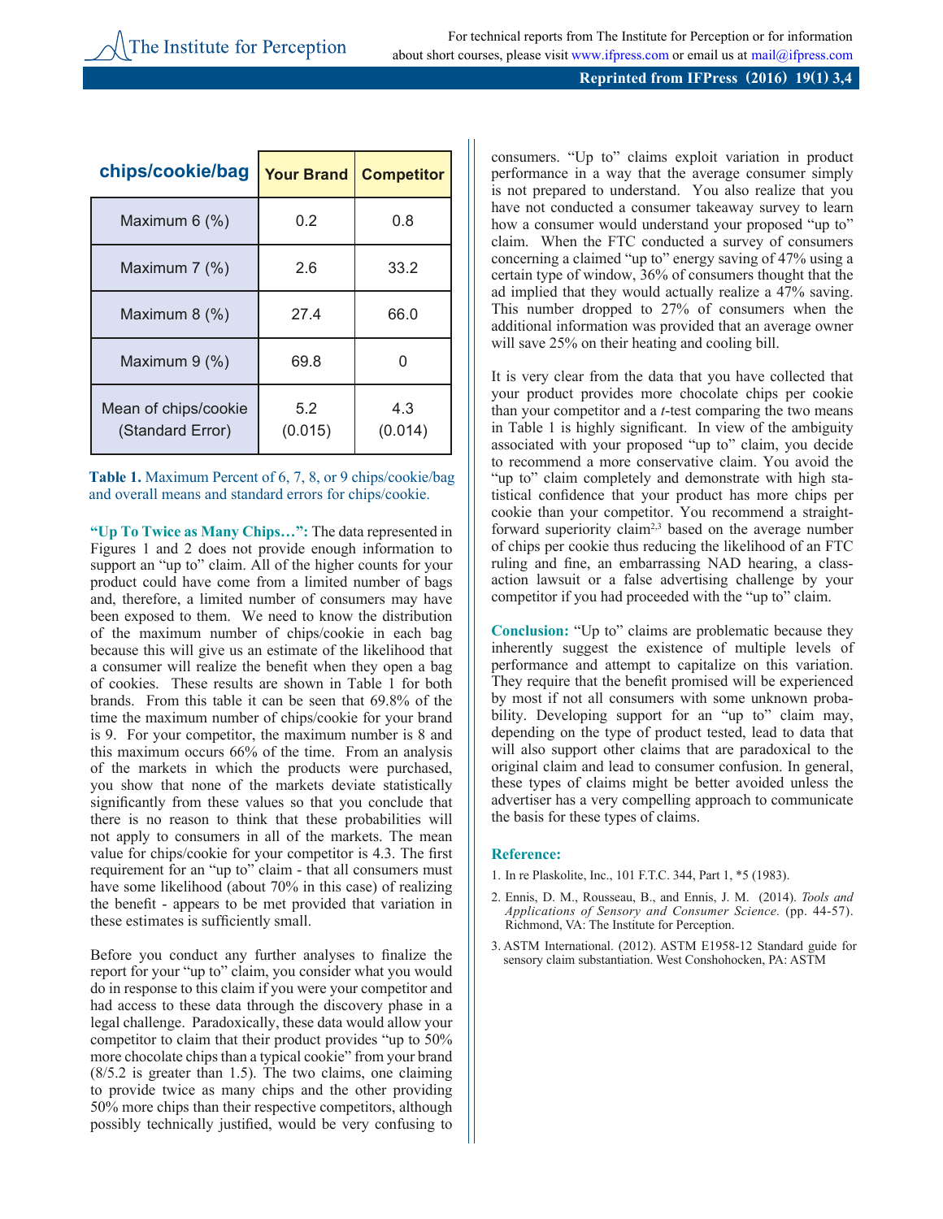| chips/cookie/bag | Your Brand | Competitor |
|---|---|---|
| Maximum 6 (%) | 0.2 | 0.8 |
| Maximum 7 (%) | 2.6 | 33.2 |
| Maximum 8 (%) | 27.4 | 66.0 |
| Maximum 9 (%) | 69.8 | 0 |
| Mean of chips/cookie (Standard Error) | 5.2 (0.015) | 4.3 (0.014) |

**Table 1.** Maximum Percent of 6, 7, 8, or 9 chips/cookie/bag and overall means and standard errors for chips/cookie.

**"Up To Twice as Many Chips…":** The data represented in Figures 1 and 2 does not provide enough information to support an "up to" claim. All of the higher counts for your product could have come from a limited number of bags and, therefore, a limited number of consumers may have been exposed to them. We need to know the distribution of the maximum number of chips/cookie in each bag because this will give us an estimate of the likelihood that a consumer will realize the benefit when they open a bag of cookies. These results are shown in Table 1 for both brands. From this table it can be seen that 69.8% of the time the maximum number of chips/cookie for your brand is 9. For your competitor, the maximum number is 8 and this maximum occurs 66% of the time. From an analysis of the markets in which the products were purchased, you show that none of the markets deviate statistically significantly from these values so that you conclude that there is no reason to think that these probabilities will not apply to consumers in all of the markets. The mean value for chips/cookie for your competitor is 4.3. The first requirement for an "up to" claim - that all consumers must have some likelihood (about 70% in this case) of realizing the benefit - appears to be met provided that variation in these estimates is sufficiently small.

Before you conduct any further analyses to finalize the report for your "up to" claim, you consider what you would do in response to this claim if you were your competitor and had access to these data through the discovery phase in a legal challenge. Paradoxically, these data would allow your competitor to claim that their product provides "up to 50% more chocolate chips than a typical cookie" from your brand (8/5.2 is greater than 1.5). The two claims, one claiming to provide twice as many chips and the other providing 50% more chips than their respective competitors, although possibly technically justified, would be very confusing to consumers. "Up to" claims exploit variation in product performance in a way that the average consumer simply is not prepared to understand. You also realize that you have not conducted a consumer takeaway survey to learn how a consumer would understand your proposed "up to" claim. When the FTC conducted a survey of consumers concerning a claimed "up to" energy saving of 47% using a certain type of window, 36% of consumers thought that the ad implied that they would actually realize a 47% saving. This number dropped to 27% of consumers when the additional information was provided that an average owner will save 25% on their heating and cooling bill.

It is very clear from the data that you have collected that your product provides more chocolate chips per cookie than your competitor and a *t*-test comparing the two means in Table 1 is highly significant. In view of the ambiguity associated with your proposed "up to" claim, you decide to recommend a more conservative claim. You avoid the "up to" claim completely and demonstrate with high statistical confidence that your product has more chips per cookie than your competitor. You recommend a straightforward superiority claim[2,3] based on the average number of chips per cookie thus reducing the likelihood of an FTC ruling and fine, an embarrassing NAD hearing, a class-action lawsuit or a false advertising challenge by your competitor if you had proceeded with the "up to" claim.

**Conclusion:** "Up to" claims are problematic because they inherently suggest the existence of multiple levels of performance and attempt to capitalize on this variation. They require that the benefit promised will be experienced by most if not all consumers with some unknown probability. Developing support for an "up to" claim may, depending on the type of product tested, lead to data that will also support other claims that are paradoxical to the original claim and lead to consumer confusion. In general, these types of claims might be better avoided unless the advertiser has a very compelling approach to communicate the basis for these types of claims.

## Reference:

1. In re Plaskolite, Inc., 101 F.T.C. 344, Part 1, *5 (1983).
2. Ennis, D. M., Rousseau, B., and Ennis, J. M. (2014). *Tools and Applications of Sensory and Consumer Science.* (pp. 44-57). Richmond, VA: The Institute for Perception.
3. ASTM International. (2012). ASTM E1958-12 Standard guide for sensory claim substantiation. West Conshohocken, PA: ASTM